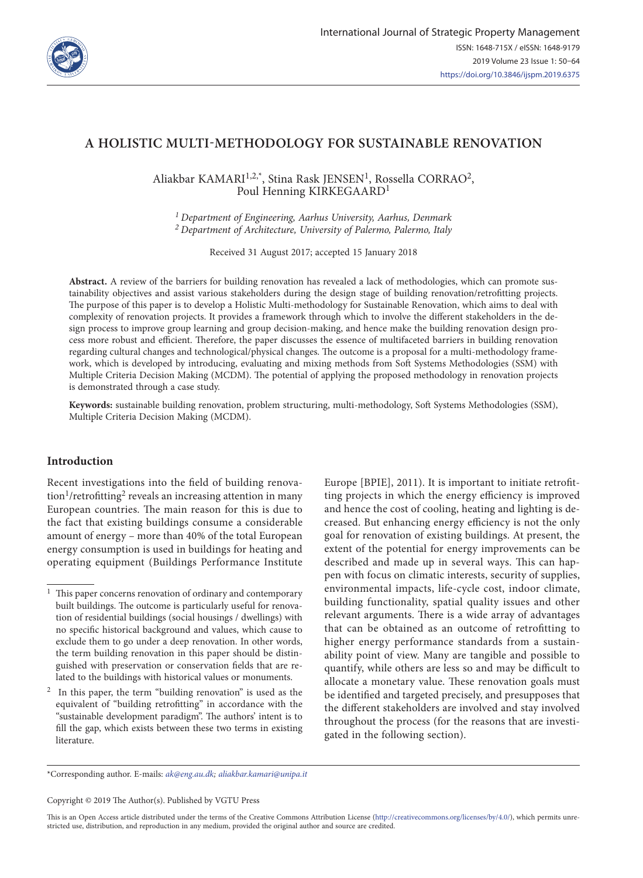# A HOLISTIC MULTI-METHODOLOGY FOR SUSTAINABLE RENOVATION

Aliakbar KAMARI[1,2,*], Stina Rask JENSEN[1], Rossella CORRAO[2], Poul Henning KIRKEGAARD[1]

[1] *Department of Engineering, Aarhus University, Aarhus, Denmark*
[2] *Department of Architecture, University of Palermo, Palermo, Italy*

Received 31 August 2017; accepted 15 January 2018

**Abstract.** A review of the barriers for building renovation has revealed a lack of methodologies, which can promote sustainability objectives and assist various stakeholders during the design stage of building renovation/retrofitting projects. The purpose of this paper is to develop a Holistic Multi-methodology for Sustainable Renovation, which aims to deal with complexity of renovation projects. It provides a framework through which to involve the different stakeholders in the design process to improve group learning and group decision-making, and hence make the building renovation design process more robust and efficient. Therefore, the paper discusses the essence of multifaceted barriers in building renovation regarding cultural changes and technological/physical changes. The outcome is a proposal for a multi-methodology framework, which is developed by introducing, evaluating and mixing methods from Soft Systems Methodologies (SSM) with Multiple Criteria Decision Making (MCDM). The potential of applying the proposed methodology in renovation projects is demonstrated through a case study.

**Keywords:** sustainable building renovation, problem structuring, multi-methodology, Soft Systems Methodologies (SSM), Multiple Criteria Decision Making (MCDM).

## Introduction

Recent investigations into the field of building renovation[1]/retrofitting[2] reveals an increasing attention in many European countries. The main reason for this is due to the fact that existing buildings consume a considerable amount of energy – more than 40% of the total European energy consumption is used in buildings for heating and operating equipment (Buildings Performance Institute Europe [BPIE], 2011). It is important to initiate retrofitting projects in which the energy efficiency is improved and hence the cost of cooling, heating and lighting is decreased. But enhancing energy efficiency is not the only goal for renovation of existing buildings. At present, the extent of the potential for energy improvements can be described and made up in several ways. This can happen with focus on climatic interests, security of supplies, environmental impacts, life-cycle cost, indoor climate, building functionality, spatial quality issues and other relevant arguments. There is a wide array of advantages that can be obtained as an outcome of retrofitting to higher energy performance standards from a sustainability point of view. Many are tangible and possible to quantify, while others are less so and may be difficult to allocate a monetary value. These renovation goals must be identified and targeted precisely, and presupposes that the different stakeholders are involved and stay involved throughout the process (for the reasons that are investigated in the following section).

[1] This paper concerns renovation of ordinary and contemporary built buildings. The outcome is particularly useful for renovation of residential buildings (social housings / dwellings) with no specific historical background and values, which cause to exclude them to go under a deep renovation. In other words, the term building renovation in this paper should be distinguished with preservation or conservation fields that are related to the buildings with historical values or monuments.

[2] In this paper, the term "building renovation" is used as the equivalent of "building retrofitting" in accordance with the "sustainable development paradigm". The authors' intent is to fill the gap, which exists between these two terms in existing literature.

*Corresponding author. E-mails: ak@eng.au.dk; aliakbar.kamari@unipa.it

Copyright © 2019 The Author(s). Published by VGTU Press

This is an Open Access article distributed under the terms of the Creative Commons Attribution License (http://creativecommons.org/licenses/by/4.0/), which permits unrestricted use, distribution, and reproduction in any medium, provided the original author and source are credited.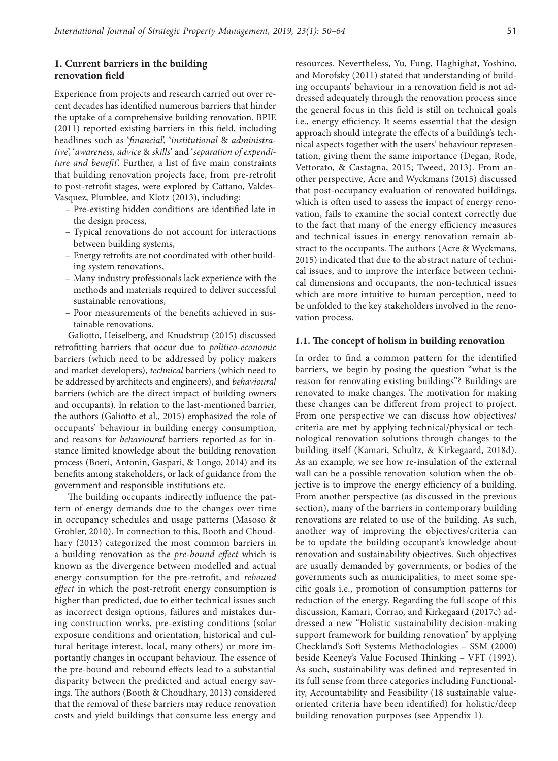## 1. Current barriers in the building renovation field

Experience from projects and research carried out over recent decades has identified numerous barriers that hinder the uptake of a comprehensive building renovation. BPIE (2011) reported existing barriers in this field, including headlines such as '*financial*', '*institutional* & *administrative*', '*awareness, advice* & *skills*' and '*separation of expenditure and benefit*'. Further, a list of five main constraints that building renovation projects face, from pre-retrofit to post-retrofit stages, were explored by Cattano, Valdes-Vasquez, Plumblee, and Klotz (2013), including:

- Pre-existing hidden conditions are identified late in the design process,
- Typical renovations do not account for interactions between building systems,
- Energy retrofits are not coordinated with other building system renovations,
- Many industry professionals lack experience with the methods and materials required to deliver successful sustainable renovations,
- Poor measurements of the benefits achieved in sustainable renovations.

Galiotto, Heiselberg, and Knudstrup (2015) discussed retrofitting barriers that occur due to *politico-economic* barriers (which need to be addressed by policy makers and market developers), *technical* barriers (which need to be addressed by architects and engineers), and *behavioural* barriers (which are the direct impact of building owners and occupants). In relation to the last-mentioned barrier, the authors (Galiotto et al., 2015) emphasized the role of occupants' behaviour in building energy consumption, and reasons for *behavioural* barriers reported as for instance limited knowledge about the building renovation process (Boeri, Antonin, Gaspari, & Longo, 2014) and its benefits among stakeholders, or lack of guidance from the government and responsible institutions etc.

The building occupants indirectly influence the pattern of energy demands due to the changes over time in occupancy schedules and usage patterns (Masoso & Grobler, 2010). In connection to this, Booth and Choudhary (2013) categorized the most common barriers in a building renovation as the *pre-bound effect* which is known as the divergence between modelled and actual energy consumption for the pre-retrofit, and *rebound effect* in which the post-retrofit energy consumption is higher than predicted, due to either technical issues such as incorrect design options, failures and mistakes during construction works, pre-existing conditions (solar exposure conditions and orientation, historical and cultural heritage interest, local, many others) or more importantly changes in occupant behaviour. The essence of the pre-bound and rebound effects lead to a substantial disparity between the predicted and actual energy savings. The authors (Booth & Choudhary, 2013) considered that the removal of these barriers may reduce renovation costs and yield buildings that consume less energy and resources. Nevertheless, Yu, Fung, Haghighat, Yoshino, and Morofsky (2011) stated that understanding of building occupants' behaviour in a renovation field is not addressed adequately through the renovation process since the general focus in this field is still on technical goals i.e., energy efficiency. It seems essential that the design approach should integrate the effects of a building's technical aspects together with the users' behaviour representation, giving them the same importance (Degan, Rode, Vettorato, & Castagna, 2015; Tweed, 2013). From another perspective, Acre and Wyckmans (2015) discussed that post-occupancy evaluation of renovated buildings, which is often used to assess the impact of energy renovation, fails to examine the social context correctly due to the fact that many of the energy efficiency measures and technical issues in energy renovation remain abstract to the occupants. The authors (Acre & Wyckmans, 2015) indicated that due to the abstract nature of technical issues, and to improve the interface between technical dimensions and occupants, the non-technical issues which are more intuitive to human perception, need to be unfolded to the key stakeholders involved in the renovation process.

### 1.1. The concept of holism in building renovation

In order to find a common pattern for the identified barriers, we begin by posing the question "what is the reason for renovating existing buildings"? Buildings are renovated to make changes. The motivation for making these changes can be different from project to project. From one perspective we can discuss how objectives/criteria are met by applying technical/physical or technological renovation solutions through changes to the building itself (Kamari, Schultz, & Kirkegaard, 2018d). As an example, we see how re-insulation of the external wall can be a possible renovation solution when the objective is to improve the energy efficiency of a building. From another perspective (as discussed in the previous section), many of the barriers in contemporary building renovations are related to use of the building. As such, another way of improving the objectives/criteria can be to update the building occupant's knowledge about renovation and sustainability objectives. Such objectives are usually demanded by governments, or bodies of the governments such as municipalities, to meet some specific goals i.e., promotion of consumption patterns for reduction of the energy. Regarding the full scope of this discussion, Kamari, Corrao, and Kirkegaard (2017c) addressed a new "Holistic sustainability decision-making support framework for building renovation" by applying Checkland's Soft Systems Methodologies – SSM (2000) beside Keeney's Value Focused Thinking – VFT (1992). As such, sustainability was defined and represented in its full sense from three categories including Functionality, Accountability and Feasibility (18 sustainable value-oriented criteria have been identified) for holistic/deep building renovation purposes (see Appendix 1).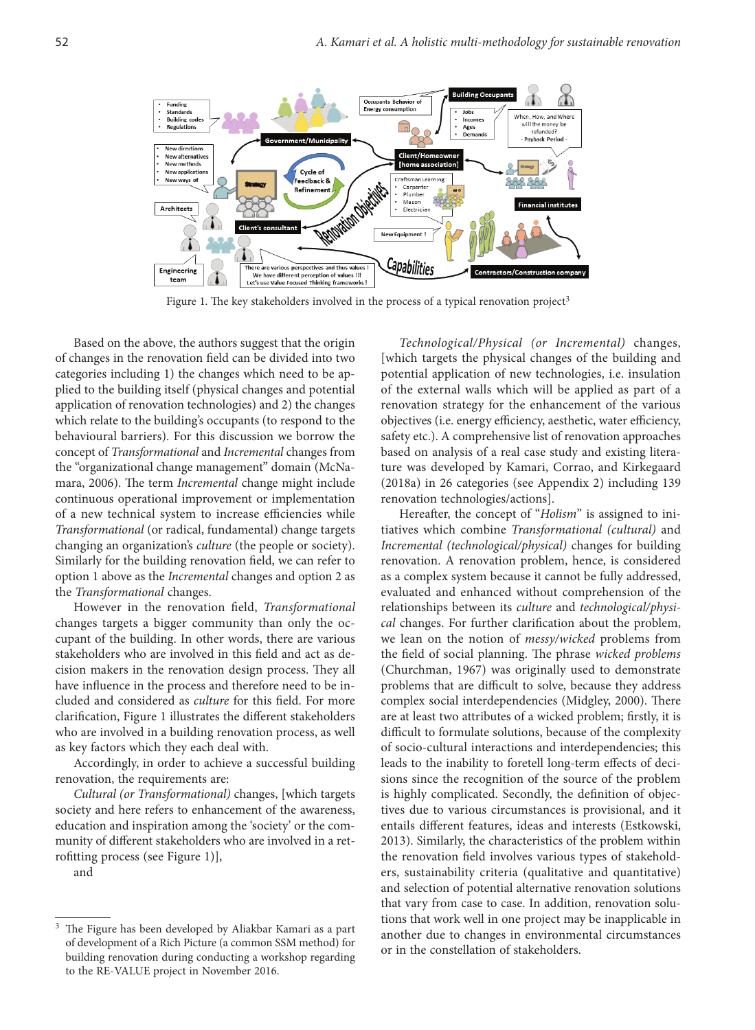Figure 1. The key stakeholders involved in the process of a typical renovation project[3]

Based on the above, the authors suggest that the origin of changes in the renovation field can be divided into two categories including 1) the changes which need to be applied to the building itself (physical changes and potential application of renovation technologies) and 2) the changes which relate to the building's occupants (to respond to the behavioural barriers). For this discussion we borrow the concept of *Transformational* and *Incremental* changes from the "organizational change management" domain (McNamara, 2006). The term *Incremental* change might include continuous operational improvement or implementation of a new technical system to increase efficiencies while *Transformational* (or radical, fundamental) change targets changing an organization's *culture* (the people or society). Similarly for the building renovation field, we can refer to option 1 above as the *Incremental* changes and option 2 as the *Transformational* changes.

However in the renovation field, *Transformational* changes targets a bigger community than only the occupant of the building. In other words, there are various stakeholders who are involved in this field and act as decision makers in the renovation design process. They all have influence in the process and therefore need to be included and considered as *culture* for this field. For more clarification, Figure 1 illustrates the different stakeholders who are involved in a building renovation process, as well as key factors which they each deal with.

Accordingly, in order to achieve a successful building renovation, the requirements are:

*Cultural (or Transformational)* changes, [which targets society and here refers to enhancement of the awareness, education and inspiration among the 'society' or the community of different stakeholders who are involved in a retrofitting process (see Figure 1)],

and

*Technological/Physical (or Incremental)* changes, [which targets the physical changes of the building and potential application of new technologies, i.e. insulation of the external walls which will be applied as part of a renovation strategy for the enhancement of the various objectives (i.e. energy efficiency, aesthetic, water efficiency, safety etc.). A comprehensive list of renovation approaches based on analysis of a real case study and existing literature was developed by Kamari, Corrao, and Kirkegaard (2018a) in 26 categories (see Appendix 2) including 139 renovation technologies/actions].

Hereafter, the concept of "*Holism*" is assigned to initiatives which combine *Transformational (cultural)* and *Incremental (technological/physical)* changes for building renovation. A renovation problem, hence, is considered as a complex system because it cannot be fully addressed, evaluated and enhanced without comprehension of the relationships between its *culture* and *technological/physical* changes. For further clarification about the problem, we lean on the notion of *messy/wicked* problems from the field of social planning. The phrase *wicked problems* (Churchman, 1967) was originally used to demonstrate problems that are difficult to solve, because they address complex social interdependencies (Midgley, 2000). There are at least two attributes of a wicked problem; firstly, it is difficult to formulate solutions, because of the complexity of socio-cultural interactions and interdependencies; this leads to the inability to foretell long-term effects of decisions since the recognition of the source of the problem is highly complicated. Secondly, the definition of objectives due to various circumstances is provisional, and it entails different features, ideas and interests (Estkowski, 2013). Similarly, the characteristics of the problem within the renovation field involves various types of stakeholders, sustainability criteria (qualitative and quantitative) and selection of potential alternative renovation solutions that vary from case to case. In addition, renovation solutions that work well in one project may be inapplicable in another due to changes in environmental circumstances or in the constellation of stakeholders.

[3] The Figure has been developed by Aliakbar Kamari as a part of development of a Rich Picture (a common SSM method) for building renovation during conducting a workshop regarding to the RE-VALUE project in November 2016.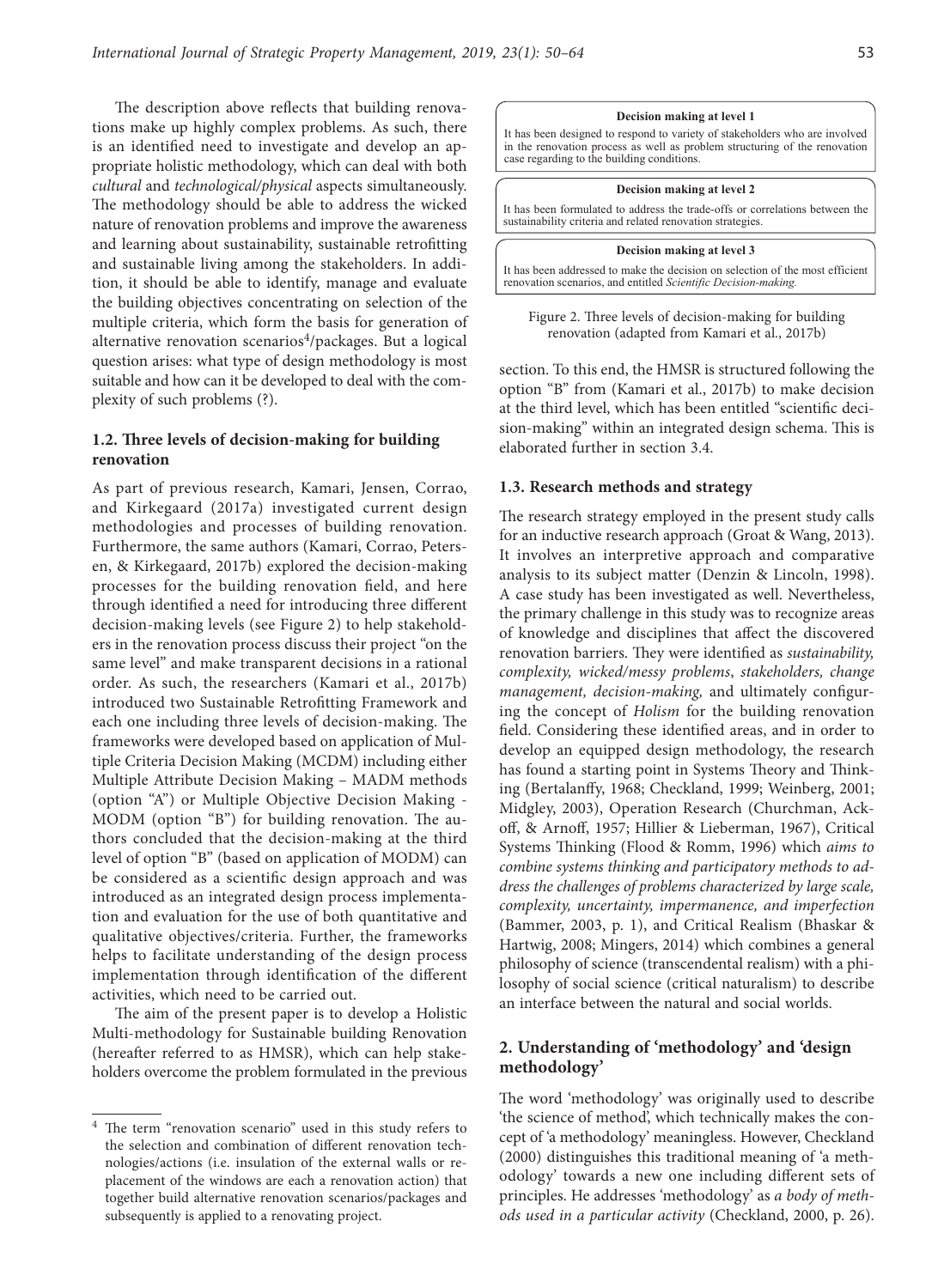The description above reflects that building renovations make up highly complex problems. As such, there is an identified need to investigate and develop an appropriate holistic methodology, which can deal with both *cultural* and *technological/physical* aspects simultaneously. The methodology should be able to address the wicked nature of renovation problems and improve the awareness and learning about sustainability, sustainable retrofitting and sustainable living among the stakeholders. In addition, it should be able to identify, manage and evaluate the building objectives concentrating on selection of the multiple criteria, which form the basis for generation of alternative renovation scenarios[4]/packages. But a logical question arises: what type of design methodology is most suitable and how can it be developed to deal with the complexity of such problems (?).

### 1.2. Three levels of decision-making for building renovation

As part of previous research, Kamari, Jensen, Corrao, and Kirkegaard (2017a) investigated current design methodologies and processes of building renovation. Furthermore, the same authors (Kamari, Corrao, Petersen, & Kirkegaard, 2017b) explored the decision-making processes for the building renovation field, and here through identified a need for introducing three different decision-making levels (see Figure 2) to help stakeholders in the renovation process discuss their project "on the same level" and make transparent decisions in a rational order. As such, the researchers (Kamari et al., 2017b) introduced two Sustainable Retrofitting Framework and each one including three levels of decision-making. The frameworks were developed based on application of Multiple Criteria Decision Making (MCDM) including either Multiple Attribute Decision Making – MADM methods (option "A") or Multiple Objective Decision Making - MODM (option "B") for building renovation. The authors concluded that the decision-making at the third level of option "B" (based on application of MODM) can be considered as a scientific design approach and was introduced as an integrated design process implementation and evaluation for the use of both quantitative and qualitative objectives/criteria. Further, the frameworks helps to facilitate understanding of the design process implementation through identification of the different activities, which need to be carried out.

The aim of the present paper is to develop a Holistic Multi-methodology for Sustainable building Renovation (hereafter referred to as HMSR), which can help stakeholders overcome the problem formulated in the previous section. To this end, the HMSR is structured following the option "B" from (Kamari et al., 2017b) to make decision at the third level, which has been entitled "scientific decision-making" within an integrated design schema. This is elaborated further in section 3.4.

**Decision making at level 1**

It has been designed to respond to variety of stakeholders who are involved in the renovation process as well as problem structuring of the renovation case regarding to the building conditions.

**Decision making at level 2**

It has been formulated to address the trade-offs or correlations between the sustainability criteria and related renovation strategies.

**Decision making at level 3**

It has been addressed to make the decision on selection of the most efficient renovation scenarios, and entitled *Scientific Decision-making.*

Figure 2. Three levels of decision-making for building renovation (adapted from Kamari et al., 2017b)

### 1.3. Research methods and strategy

The research strategy employed in the present study calls for an inductive research approach (Groat & Wang, 2013). It involves an interpretive approach and comparative analysis to its subject matter (Denzin & Lincoln, 1998). A case study has been investigated as well. Nevertheless, the primary challenge in this study was to recognize areas of knowledge and disciplines that affect the discovered renovation barriers. They were identified as *sustainability, complexity, wicked/messy problems*, *stakeholders, change management, decision-making,* and ultimately configuring the concept of *Holism* for the building renovation field. Considering these identified areas, and in order to develop an equipped design methodology, the research has found a starting point in Systems Theory and Thinking (Bertalanffy, 1968; Checkland, 1999; Weinberg, 2001; Midgley, 2003), Operation Research (Churchman, Ackoff, & Arnoff, 1957; Hillier & Lieberman, 1967), Critical Systems Thinking (Flood & Romm, 1996) which *aims to combine systems thinking and participatory methods to address the challenges of problems characterized by large scale, complexity, uncertainty, impermanence, and imperfection* (Bammer, 2003, p. 1), and Critical Realism (Bhaskar & Hartwig, 2008; Mingers, 2014) which combines a general philosophy of science (transcendental realism) with a philosophy of social science (critical naturalism) to describe an interface between the natural and social worlds.

## 2. Understanding of 'methodology' and 'design methodology'

The word 'methodology' was originally used to describe 'the science of method', which technically makes the concept of 'a methodology' meaningless. However, Checkland (2000) distinguishes this traditional meaning of 'a methodology' towards a new one including different sets of principles. He addresses 'methodology' as *a body of methods used in a particular activity* (Checkland, 2000, p. 26).

---

[4] The term "renovation scenario" used in this study refers to the selection and combination of different renovation technologies/actions (i.e. insulation of the external walls or replacement of the windows are each a renovation action) that together build alternative renovation scenarios/packages and subsequently is applied to a renovating project.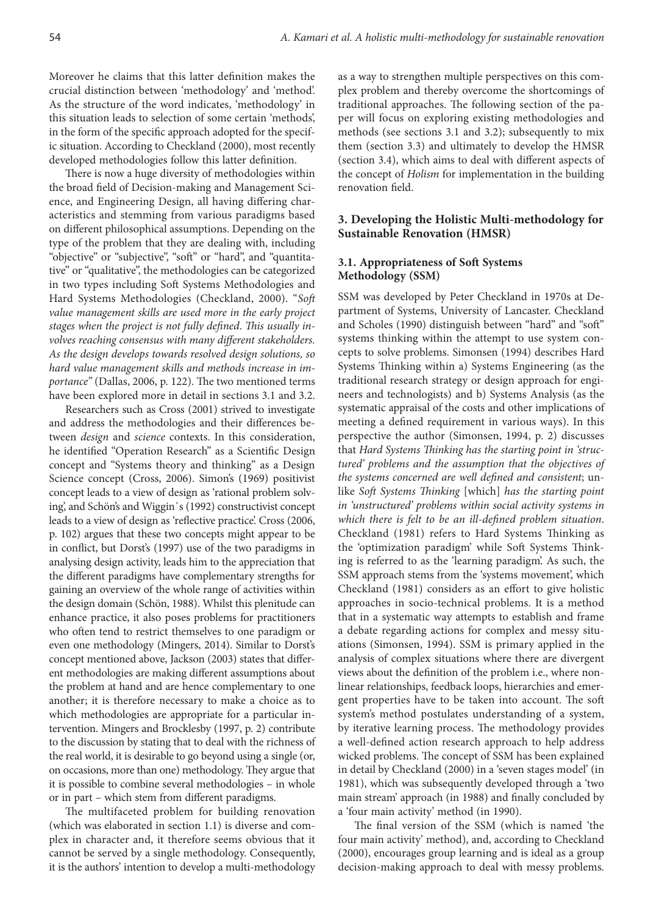Moreover he claims that this latter definition makes the crucial distinction between 'methodology' and 'method'. As the structure of the word indicates, 'methodology' in this situation leads to selection of some certain 'methods', in the form of the specific approach adopted for the specific situation. According to Checkland (2000), most recently developed methodologies follow this latter definition.

There is now a huge diversity of methodologies within the broad field of Decision-making and Management Science, and Engineering Design, all having differing characteristics and stemming from various paradigms based on different philosophical assumptions. Depending on the type of the problem that they are dealing with, including "objective" or "subjective", "soft" or "hard", and "quantitative" or "qualitative", the methodologies can be categorized in two types including Soft Systems Methodologies and Hard Systems Methodologies (Checkland, 2000). "*Soft value management skills are used more in the early project stages when the project is not fully defined. This usually involves reaching consensus with many different stakeholders. As the design develops towards resolved design solutions, so hard value management skills and methods increase in importance*" (Dallas, 2006, p. 122). The two mentioned terms have been explored more in detail in sections 3.1 and 3.2.

Researchers such as Cross (2001) strived to investigate and address the methodologies and their differences between *design* and *science* contexts. In this consideration, he identified "Operation Research" as a Scientific Design concept and "Systems theory and thinking" as a Design Science concept (Cross, 2006). Simon's (1969) positivist concept leads to a view of design as 'rational problem solving', and Schön's and Wiggin's (1992) constructivist concept leads to a view of design as 'reflective practice'. Cross (2006, p. 102) argues that these two concepts might appear to be in conflict, but Dorst's (1997) use of the two paradigms in analysing design activity, leads him to the appreciation that the different paradigms have complementary strengths for gaining an overview of the whole range of activities within the design domain (Schön, 1988). Whilst this plenitude can enhance practice, it also poses problems for practitioners who often tend to restrict themselves to one paradigm or even one methodology (Mingers, 2014). Similar to Dorst's concept mentioned above, Jackson (2003) states that different methodologies are making different assumptions about the problem at hand and are hence complementary to one another; it is therefore necessary to make a choice as to which methodologies are appropriate for a particular intervention. Mingers and Brocklesby (1997, p. 2) contribute to the discussion by stating that to deal with the richness of the real world, it is desirable to go beyond using a single (or, on occasions, more than one) methodology. They argue that it is possible to combine several methodologies – in whole or in part – which stem from different paradigms.

The multifaceted problem for building renovation (which was elaborated in section 1.1) is diverse and complex in character and, it therefore seems obvious that it cannot be served by a single methodology. Consequently, it is the authors' intention to develop a multi-methodology as a way to strengthen multiple perspectives on this complex problem and thereby overcome the shortcomings of traditional approaches. The following section of the paper will focus on exploring existing methodologies and methods (see sections 3.1 and 3.2); subsequently to mix them (section 3.3) and ultimately to develop the HMSR (section 3.4), which aims to deal with different aspects of the concept of *Holism* for implementation in the building renovation field.

## 3. Developing the Holistic Multi-methodology for Sustainable Renovation (HMSR)

### 3.1. Appropriateness of Soft Systems Methodology (SSM)

SSM was developed by Peter Checkland in 1970s at Department of Systems, University of Lancaster. Checkland and Scholes (1990) distinguish between "hard" and "soft" systems thinking within the attempt to use system concepts to solve problems. Simonsen (1994) describes Hard Systems Thinking within a) Systems Engineering (as the traditional research strategy or design approach for engineers and technologists) and b) Systems Analysis (as the systematic appraisal of the costs and other implications of meeting a defined requirement in various ways). In this perspective the author (Simonsen, 1994, p. 2) discusses that *Hard Systems Thinking has the starting point in 'structured' problems and the assumption that the objectives of the systems concerned are well defined and consistent*; unlike *Soft Systems Thinking* [which] *has the starting point in 'unstructured' problems within social activity systems in which there is felt to be an ill-defined problem situation*. Checkland (1981) refers to Hard Systems Thinking as the 'optimization paradigm' while Soft Systems Thinking is referred to as the 'learning paradigm'. As such, the SSM approach stems from the 'systems movement', which Checkland (1981) considers as an effort to give holistic approaches in socio-technical problems. It is a method that in a systematic way attempts to establish and frame a debate regarding actions for complex and messy situations (Simonsen, 1994). SSM is primary applied in the analysis of complex situations where there are divergent views about the definition of the problem i.e., where nonlinear relationships, feedback loops, hierarchies and emergent properties have to be taken into account. The soft system's method postulates understanding of a system, by iterative learning process. The methodology provides a well-defined action research approach to help address wicked problems. The concept of SSM has been explained in detail by Checkland (2000) in a 'seven stages model' (in 1981), which was subsequently developed through a 'two main stream' approach (in 1988) and finally concluded by a 'four main activity' method (in 1990).

The final version of the SSM (which is named 'the four main activity' method), and, according to Checkland (2000), encourages group learning and is ideal as a group decision-making approach to deal with messy problems.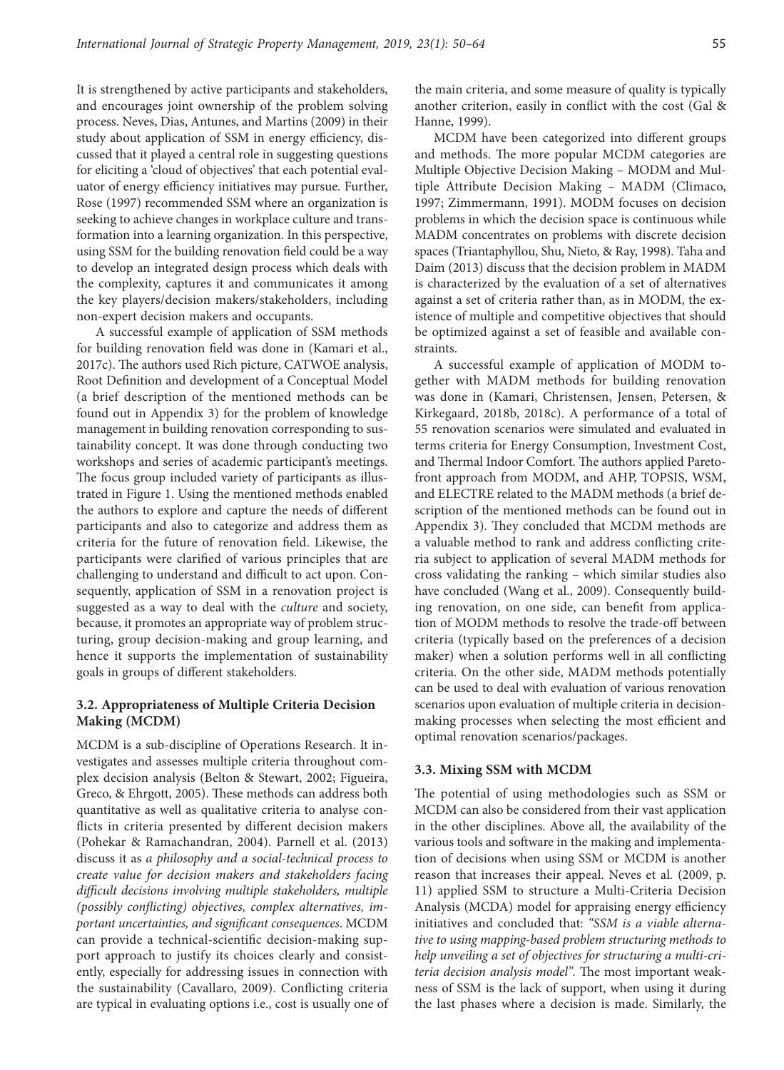It is strengthened by active participants and stakeholders, and encourages joint ownership of the problem solving process. Neves, Dias, Antunes, and Martins (2009) in their study about application of SSM in energy efficiency, discussed that it played a central role in suggesting questions for eliciting a 'cloud of objectives' that each potential evaluator of energy efficiency initiatives may pursue. Further, Rose (1997) recommended SSM where an organization is seeking to achieve changes in workplace culture and transformation into a learning organization. In this perspective, using SSM for the building renovation field could be a way to develop an integrated design process which deals with the complexity, captures it and communicates it among the key players/decision makers/stakeholders, including non-expert decision makers and occupants.

A successful example of application of SSM methods for building renovation field was done in (Kamari et al., 2017c). The authors used Rich picture, CATWOE analysis, Root Definition and development of a Conceptual Model (a brief description of the mentioned methods can be found out in Appendix 3) for the problem of knowledge management in building renovation corresponding to sustainability concept. It was done through conducting two workshops and series of academic participant's meetings. The focus group included variety of participants as illustrated in Figure 1. Using the mentioned methods enabled the authors to explore and capture the needs of different participants and also to categorize and address them as criteria for the future of renovation field. Likewise, the participants were clarified of various principles that are challenging to understand and difficult to act upon. Consequently, application of SSM in a renovation project is suggested as a way to deal with the *culture* and society, because, it promotes an appropriate way of problem structuring, group decision-making and group learning, and hence it supports the implementation of sustainability goals in groups of different stakeholders.

### 3.2. Appropriateness of Multiple Criteria Decision Making (MCDM)

MCDM is a sub-discipline of Operations Research. It investigates and assesses multiple criteria throughout complex decision analysis (Belton & Stewart, 2002; Figueira, Greco, & Ehrgott, 2005). These methods can address both quantitative as well as qualitative criteria to analyse conflicts in criteria presented by different decision makers (Pohekar & Ramachandran, 2004). Parnell et al. (2013) discuss it as *a philosophy and a social-technical process to create value for decision makers and stakeholders facing difficult decisions involving multiple stakeholders, multiple (possibly conflicting) objectives, complex alternatives, important uncertainties, and significant consequences*. MCDM can provide a technical-scientific decision-making support approach to justify its choices clearly and consistently, especially for addressing issues in connection with the sustainability (Cavallaro, 2009). Conflicting criteria are typical in evaluating options i.e., cost is usually one of the main criteria, and some measure of quality is typically another criterion, easily in conflict with the cost (Gal & Hanne, 1999).

MCDM have been categorized into different groups and methods. The more popular MCDM categories are Multiple Objective Decision Making – MODM and Multiple Attribute Decision Making – MADM (Climaco, 1997; Zimmermann, 1991). MODM focuses on decision problems in which the decision space is continuous while MADM concentrates on problems with discrete decision spaces (Triantaphyllou, Shu, Nieto, & Ray, 1998). Taha and Daim (2013) discuss that the decision problem in MADM is characterized by the evaluation of a set of alternatives against a set of criteria rather than, as in MODM, the existence of multiple and competitive objectives that should be optimized against a set of feasible and available constraints.

A successful example of application of MODM together with MADM methods for building renovation was done in (Kamari, Christensen, Jensen, Petersen, & Kirkegaard, 2018b, 2018c). A performance of a total of 55 renovation scenarios were simulated and evaluated in terms criteria for Energy Consumption, Investment Cost, and Thermal Indoor Comfort. The authors applied Pareto-front approach from MODM, and AHP, TOPSIS, WSM, and ELECTRE related to the MADM methods (a brief description of the mentioned methods can be found out in Appendix 3). They concluded that MCDM methods are a valuable method to rank and address conflicting criteria subject to application of several MADM methods for cross validating the ranking – which similar studies also have concluded (Wang et al., 2009). Consequently building renovation, on one side, can benefit from application of MODM methods to resolve the trade-off between criteria (typically based on the preferences of a decision maker) when a solution performs well in all conflicting criteria. On the other side, MADM methods potentially can be used to deal with evaluation of various renovation scenarios upon evaluation of multiple criteria in decision-making processes when selecting the most efficient and optimal renovation scenarios/packages.

### 3.3. Mixing SSM with MCDM

The potential of using methodologies such as SSM or MCDM can also be considered from their vast application in the other disciplines. Above all, the availability of the various tools and software in the making and implementation of decisions when using SSM or MCDM is another reason that increases their appeal. Neves et al. (2009, p. 11) applied SSM to structure a Multi-Criteria Decision Analysis (MCDA) model for appraising energy efficiency initiatives and concluded that: *"SSM is a viable alternative to using mapping-based problem structuring methods to help unveiling a set of objectives for structuring a multi-criteria decision analysis model"*. The most important weakness of SSM is the lack of support, when using it during the last phases where a decision is made. Similarly, the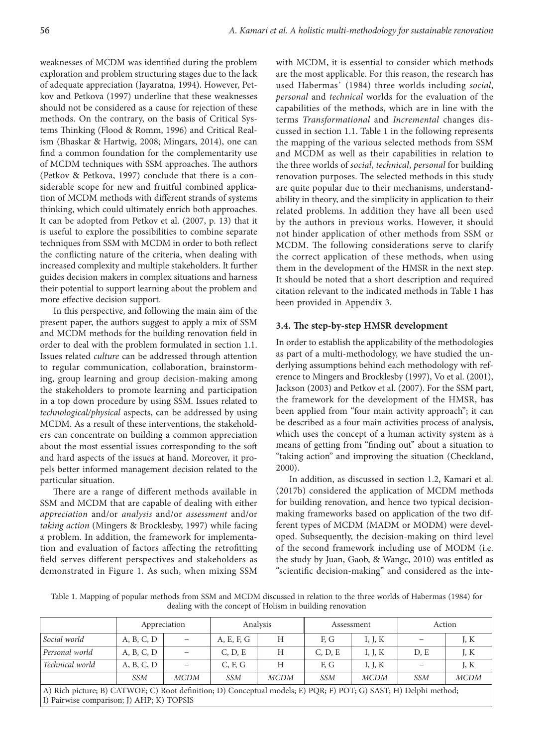weaknesses of MCDM was identified during the problem exploration and problem structuring stages due to the lack of adequate appreciation (Jayaratna, 1994). However, Petkov and Petkova (1997) underline that these weaknesses should not be considered as a cause for rejection of these methods. On the contrary, on the basis of Critical Systems Thinking (Flood & Romm, 1996) and Critical Realism (Bhaskar & Hartwig, 2008; Mingars, 2014), one can find a common foundation for the complementarity use of MCDM techniques with SSM approaches. The authors (Petkov & Petkova, 1997) conclude that there is a considerable scope for new and fruitful combined application of MCDM methods with different strands of systems thinking, which could ultimately enrich both approaches. It can be adopted from Petkov et al. (2007, p. 13) that it is useful to explore the possibilities to combine separate techniques from SSM with MCDM in order to both reflect the conflicting nature of the criteria, when dealing with increased complexity and multiple stakeholders. It further guides decision makers in complex situations and harness their potential to support learning about the problem and more effective decision support.

In this perspective, and following the main aim of the present paper, the authors suggest to apply a mix of SSM and MCDM methods for the building renovation field in order to deal with the problem formulated in section 1.1. Issues related *culture* can be addressed through attention to regular communication, collaboration, brainstorming, group learning and group decision-making among the stakeholders to promote learning and participation in a top down procedure by using SSM. Issues related to *technological/physical* aspects, can be addressed by using MCDM. As a result of these interventions, the stakeholders can concentrate on building a common appreciation about the most essential issues corresponding to the soft and hard aspects of the issues at hand. Moreover, it propels better informed management decision related to the particular situation.

There are a range of different methods available in SSM and MCDM that are capable of dealing with either *appreciation* and/or *analysis* and/or *assessment* and/or *taking action* (Mingers & Brocklesby, 1997) while facing a problem. In addition, the framework for implementation and evaluation of factors affecting the retrofitting field serves different perspectives and stakeholders as demonstrated in Figure 1. As such, when mixing SSM with MCDM, it is essential to consider which methods are the most applicable. For this reason, the research has used Habermas' (1984) three worlds including *social*, *personal* and *technical* worlds for the evaluation of the capabilities of the methods, which are in line with the terms *Transformational* and *Incremental* changes discussed in section 1.1. Table 1 in the following represents the mapping of the various selected methods from SSM and MCDM as well as their capabilities in relation to the three worlds of *social*, *technical*, *personal* for building renovation purposes. The selected methods in this study are quite popular due to their mechanisms, understandability in theory, and the simplicity in application to their related problems. In addition they have all been used by the authors in previous works. However, it should not hinder application of other methods from SSM or MCDM. The following considerations serve to clarify the correct application of these methods, when using them in the development of the HMSR in the next step. It should be noted that a short description and required citation relevant to the indicated methods in Table 1 has been provided in Appendix 3.

### 3.4. The step-by-step HMSR development

In order to establish the applicability of the methodologies as part of a multi-methodology, we have studied the underlying assumptions behind each methodology with reference to Mingers and Brocklesby (1997), Vo et al. (2001), Jackson (2003) and Petkov et al. (2007). For the SSM part, the framework for the development of the HMSR, has been applied from "four main activity approach"; it can be described as a four main activities process of analysis, which uses the concept of a human activity system as a means of getting from "finding out" about a situation to "taking action" and improving the situation (Checkland, 2000).

In addition, as discussed in section 1.2, Kamari et al. (2017b) considered the application of MCDM methods for building renovation, and hence two typical decision-making frameworks based on application of the two different types of MCDM (MADM or MODM) were developed. Subsequently, the decision-making on third level of the second framework including use of MODM (i.e. the study by Juan, Gaob, & Wangc, 2010) was entitled as "scientific decision-making" and considered as the inte-

Table 1. Mapping of popular methods from SSM and MCDM discussed in relation to the three worlds of Habermas (1984) for dealing with the concept of Holism in building renovation

| | Appreciation | | Analysis | | Assessment | | Action | |
|---|---|---|---|---|---|---|---|---|
| *Social world* | A, B, C, D | – | A, E, F, G | H | F, G | I, J, K | – | J, K |
| *Personal world* | A, B, C, D | – | C, D, E | H | C, D, E | I, J, K | D, E | J, K |
| *Technical world* | A, B, C, D | – | C, F, G | H | F, G | I, J, K | – | J, K |
| | *SSM* | *MCDM* | *SSM* | *MCDM* | *SSM* | *MCDM* | *SSM* | *MCDM* |

A) Rich picture; B) CATWOE; C) Root definition; D) Conceptual models; E) PQR; F) POT; G) SAST; H) Delphi method; I) Pairwise comparison; J) AHP; K) TOPSIS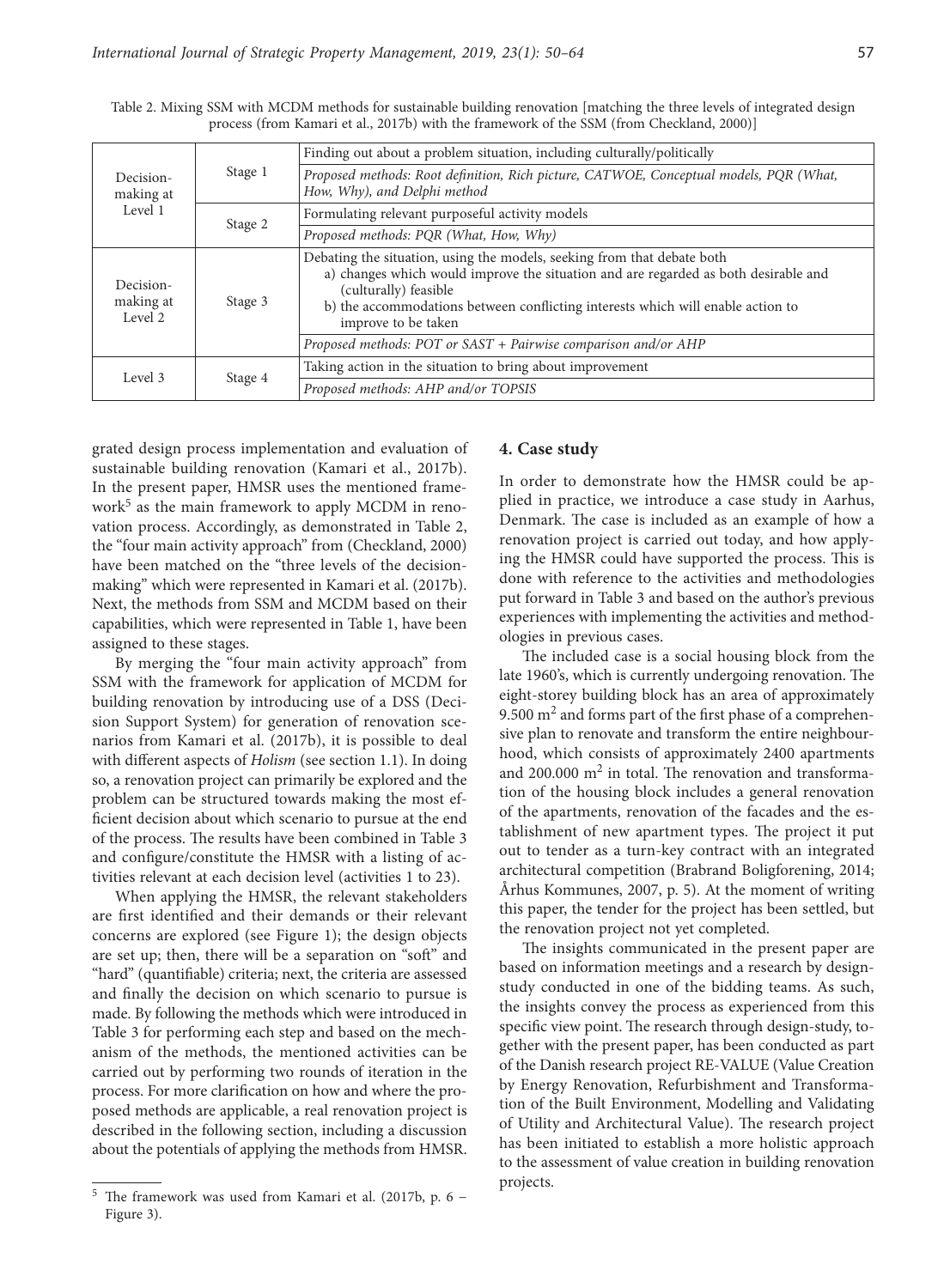Table 2. Mixing SSM with MCDM methods for sustainable building renovation [matching the three levels of integrated design process (from Kamari et al., 2017b) with the framework of the SSM (from Checkland, 2000)]

| | | |
|---|---|---|
| Decision-making at Level 1 | Stage 1 | Finding out about a problem situation, including culturally/politically |
| | | *Proposed methods: Root definition, Rich picture, CATWOE, Conceptual models, PQR (What, How, Why), and Delphi method* |
| | Stage 2 | Formulating relevant purposeful activity models |
| | | *Proposed methods: PQR (What, How, Why)* |
| Decision-making at Level 2 | Stage 3 | Debating the situation, using the models, seeking from that debate both<br>a) changes which would improve the situation and are regarded as both desirable and (culturally) feasible<br>b) the accommodations between conflicting interests which will enable action to improve to be taken |
| | | *Proposed methods: POT or SAST + Pairwise comparison and/or AHP* |
| Level 3 | Stage 4 | Taking action in the situation to bring about improvement |
| | | *Proposed methods: AHP and/or TOPSIS* |

grated design process implementation and evaluation of sustainable building renovation (Kamari et al., 2017b). In the present paper, HMSR uses the mentioned framework[5] as the main framework to apply MCDM in renovation process. Accordingly, as demonstrated in Table 2, the "four main activity approach" from (Checkland, 2000) have been matched on the "three levels of the decision-making" which were represented in Kamari et al. (2017b). Next, the methods from SSM and MCDM based on their capabilities, which were represented in Table 1, have been assigned to these stages.

By merging the "four main activity approach" from SSM with the framework for application of MCDM for building renovation by introducing use of a DSS (Decision Support System) for generation of renovation scenarios from Kamari et al. (2017b), it is possible to deal with different aspects of *Holism* (see section 1.1). In doing so, a renovation project can primarily be explored and the problem can be structured towards making the most efficient decision about which scenario to pursue at the end of the process. The results have been combined in Table 3 and configure/constitute the HMSR with a listing of activities relevant at each decision level (activities 1 to 23).

When applying the HMSR, the relevant stakeholders are first identified and their demands or their relevant concerns are explored (see Figure 1); the design objects are set up; then, there will be a separation on "soft" and "hard" (quantifiable) criteria; next, the criteria are assessed and finally the decision on which scenario to pursue is made. By following the methods which were introduced in Table 3 for performing each step and based on the mechanism of the methods, the mentioned activities can be carried out by performing two rounds of iteration in the process. For more clarification on how and where the proposed methods are applicable, a real renovation project is described in the following section, including a discussion about the potentials of applying the methods from HMSR.

[5] The framework was used from Kamari et al. (2017b, p. 6 – Figure 3).

## 4. Case study

In order to demonstrate how the HMSR could be applied in practice, we introduce a case study in Aarhus, Denmark. The case is included as an example of how a renovation project is carried out today, and how applying the HMSR could have supported the process. This is done with reference to the activities and methodologies put forward in Table 3 and based on the author's previous experiences with implementing the activities and methodologies in previous cases.

The included case is a social housing block from the late 1960's, which is currently undergoing renovation. The eight-storey building block has an area of approximately 9.500 $m^2$ and forms part of the first phase of a comprehensive plan to renovate and transform the entire neighbourhood, which consists of approximately 2400 apartments and 200.000 $m^2$ in total. The renovation and transformation of the housing block includes a general renovation of the apartments, renovation of the facades and the establishment of new apartment types. The project it put out to tender as a turn-key contract with an integrated architectural competition (Brabrand Boligforening, 2014; Århus Kommunes, 2007, p. 5). At the moment of writing this paper, the tender for the project has been settled, but the renovation project not yet completed.

The insights communicated in the present paper are based on information meetings and a research by design-study conducted in one of the bidding teams. As such, the insights convey the process as experienced from this specific view point. The research through design-study, together with the present paper, has been conducted as part of the Danish research project RE-VALUE (Value Creation by Energy Renovation, Refurbishment and Transformation of the Built Environment, Modelling and Validating of Utility and Architectural Value). The research project has been initiated to establish a more holistic approach to the assessment of value creation in building renovation projects.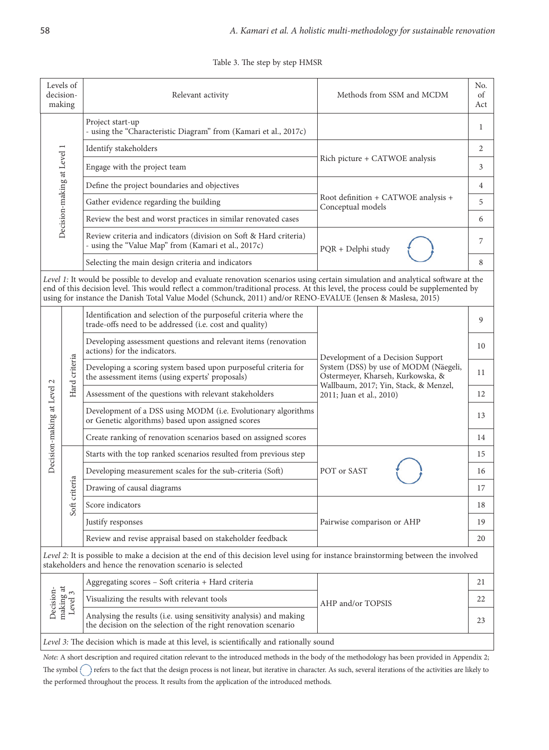Table 3. The step by step HMSR

| Levels of decision-making | | Relevant activity | Methods from SSM and MCDM | No. of Act |
|---|---|---|---|---|
| Decision-making at Level 1 | | Project start-up<br>- using the "Characteristic Diagram" from (Kamari et al., 2017c) | | 1 |
| | | Identify stakeholders | Rich picture + CATWOE analysis | 2 |
| | | Engage with the project team | | 3 |
| | | Define the project boundaries and objectives | Root definition + CATWOE analysis + Conceptual models | 4 |
| | | Gather evidence regarding the building | | 5 |
| | | Review the best and worst practices in similar renovated cases | | 6 |
| | | Review criteria and indicators (division on Soft & Hard criteria)<br>- using the "Value Map" from (Kamari et al., 2017c) | PQR + Delphi study ⟳ | 7 |
| | | Selecting the main design criteria and indicators | | 8 |
| *Level 1:* It would be possible to develop and evaluate renovation scenarios using certain simulation and analytical software at the end of this decision level. This would reflect a common/traditional process. At this level, the process could be supplemented by using for instance the Danish Total Value Model (Schunck, 2011) and/or RENO-EVALUE (Jensen & Maslesa, 2015) | | | | |
| Decision-making at Level 2 | Hard criteria | Identification and selection of the purposeful criteria where the trade-offs need to be addressed (i.e. cost and quality) | Development of a Decision Support System (DSS) by use of MODM (Näegeli, Ostermeyer, Kharseh, Kurkowska, & Wallbaum, 2017; Yin, Stack, & Menzel, 2011; Juan et al., 2010) | 9 |
| | | Developing assessment questions and relevant items (renovation actions) for the indicators. | | 10 |
| | | Developing a scoring system based upon purposeful criteria for the assessment items (using experts' proposals) | | 11 |
| | | Assessment of the questions with relevant stakeholders | | 12 |
| | | Development of a DSS using MODM (i.e. Evolutionary algorithms or Genetic algorithms) based upon assigned scores | | 13 |
| | | Create ranking of renovation scenarios based on assigned scores | | 14 |
| | Soft criteria | Starts with the top ranked scenarios resulted from previous step | POT or SAST ⟳ | 15 |
| | | Developing measurement scales for the sub-criteria (Soft) | | 16 |
| | | Drawing of causal diagrams | | 17 |
| | | Score indicators | Pairwise comparison or AHP | 18 |
| | | Justify responses | | 19 |
| | | Review and revise appraisal based on stakeholder feedback | | 20 |
| *Level 2:* It is possible to make a decision at the end of this decision level using for instance brainstorming between the involved stakeholders and hence the renovation scenario is selected | | | | |
| Decision-making at Level 3 | | Aggregating scores – Soft criteria + Hard criteria | AHP and/or TOPSIS | 21 |
| | | Visualizing the results with relevant tools | | 22 |
| | | Analysing the results (i.e. using sensitivity analysis) and making the decision on the selection of the right renovation scenario | | 23 |
| *Level 3:* The decision which is made at this level, is scientifically and rationally sound | | | | |

*Note:* A short description and required citation relevant to the introduced methods in the body of the methodology has been provided in Appendix 2; The symbol ⟳ refers to the fact that the design process is not linear, but iterative in character. As such, several iterations of the activities are likely to the performed throughout the process. It results from the application of the introduced methods.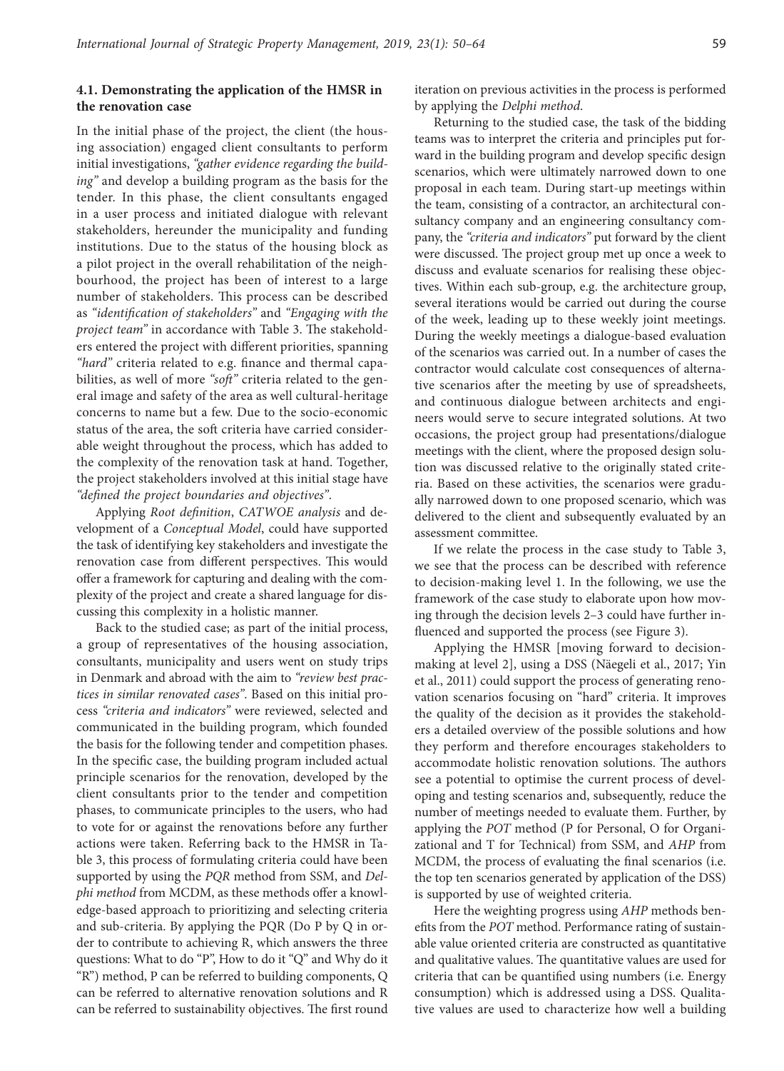### 4.1. Demonstrating the application of the HMSR in the renovation case

In the initial phase of the project, the client (the housing association) engaged client consultants to perform initial investigations, *"gather evidence regarding the building"* and develop a building program as the basis for the tender. In this phase, the client consultants engaged in a user process and initiated dialogue with relevant stakeholders, hereunder the municipality and funding institutions. Due to the status of the housing block as a pilot project in the overall rehabilitation of the neighbourhood, the project has been of interest to a large number of stakeholders. This process can be described as *"identification of stakeholders"* and *"Engaging with the project team"* in accordance with Table 3. The stakeholders entered the project with different priorities, spanning *"hard"* criteria related to e.g. finance and thermal capabilities, as well of more *"soft"* criteria related to the general image and safety of the area as well cultural-heritage concerns to name but a few. Due to the socio-economic status of the area, the soft criteria have carried considerable weight throughout the process, which has added to the complexity of the renovation task at hand. Together, the project stakeholders involved at this initial stage have *"defined the project boundaries and objectives"*.

Applying *Root definition*, *CATWOE analysis* and development of a *Conceptual Model*, could have supported the task of identifying key stakeholders and investigate the renovation case from different perspectives. This would offer a framework for capturing and dealing with the complexity of the project and create a shared language for discussing this complexity in a holistic manner.

Back to the studied case; as part of the initial process, a group of representatives of the housing association, consultants, municipality and users went on study trips in Denmark and abroad with the aim to *"review best practices in similar renovated cases"*. Based on this initial process *"criteria and indicators"* were reviewed, selected and communicated in the building program, which founded the basis for the following tender and competition phases. In the specific case, the building program included actual principle scenarios for the renovation, developed by the client consultants prior to the tender and competition phases, to communicate principles to the users, who had to vote for or against the renovations before any further actions were taken. Referring back to the HMSR in Table 3, this process of formulating criteria could have been supported by using the *PQR* method from SSM, and *Delphi method* from MCDM, as these methods offer a knowledge-based approach to prioritizing and selecting criteria and sub-criteria. By applying the PQR (Do P by Q in order to contribute to achieving R, which answers the three questions: What to do "P", How to do it "Q" and Why do it "R") method, P can be referred to building components, Q can be referred to alternative renovation solutions and R can be referred to sustainability objectives. The first round iteration on previous activities in the process is performed by applying the *Delphi method*.

Returning to the studied case, the task of the bidding teams was to interpret the criteria and principles put forward in the building program and develop specific design scenarios, which were ultimately narrowed down to one proposal in each team. During start-up meetings within the team, consisting of a contractor, an architectural consultancy company and an engineering consultancy company, the *"criteria and indicators"* put forward by the client were discussed. The project group met up once a week to discuss and evaluate scenarios for realising these objectives. Within each sub-group, e.g. the architecture group, several iterations would be carried out during the course of the week, leading up to these weekly joint meetings. During the weekly meetings a dialogue-based evaluation of the scenarios was carried out. In a number of cases the contractor would calculate cost consequences of alternative scenarios after the meeting by use of spreadsheets, and continuous dialogue between architects and engineers would serve to secure integrated solutions. At two occasions, the project group had presentations/dialogue meetings with the client, where the proposed design solution was discussed relative to the originally stated criteria. Based on these activities, the scenarios were gradually narrowed down to one proposed scenario, which was delivered to the client and subsequently evaluated by an assessment committee.

If we relate the process in the case study to Table 3, we see that the process can be described with reference to decision-making level 1. In the following, we use the framework of the case study to elaborate upon how moving through the decision levels 2–3 could have further influenced and supported the process (see Figure 3).

Applying the HMSR [moving forward to decision-making at level 2], using a DSS (Näegeli et al., 2017; Yin et al., 2011) could support the process of generating renovation scenarios focusing on "hard" criteria. It improves the quality of the decision as it provides the stakeholders a detailed overview of the possible solutions and how they perform and therefore encourages stakeholders to accommodate holistic renovation solutions. The authors see a potential to optimise the current process of developing and testing scenarios and, subsequently, reduce the number of meetings needed to evaluate them. Further, by applying the *POT* method (P for Personal, O for Organizational and T for Technical) from SSM, and *AHP* from MCDM, the process of evaluating the final scenarios (i.e. the top ten scenarios generated by application of the DSS) is supported by use of weighted criteria.

Here the weighting progress using *AHP* methods benefits from the *POT* method. Performance rating of sustainable value oriented criteria are constructed as quantitative and qualitative values. The quantitative values are used for criteria that can be quantified using numbers (i.e. Energy consumption) which is addressed using a DSS. Qualitative values are used to characterize how well a building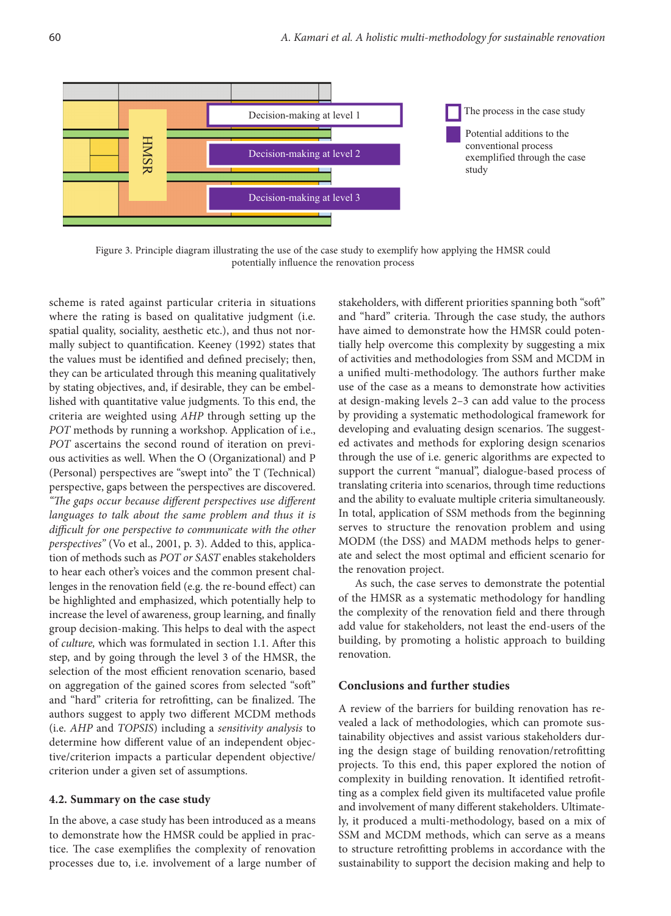Decision-making at level 1

Decision-making at level 2

Decision-making at level 3

HMSR

The process in the case study

Potential additions to the conventional process exemplified through the case study

Figure 3. Principle diagram illustrating the use of the case study to exemplify how applying the HMSR could potentially influence the renovation process

scheme is rated against particular criteria in situations where the rating is based on qualitative judgment (i.e. spatial quality, sociality, aesthetic etc.), and thus not normally subject to quantification. Keeney (1992) states that the values must be identified and defined precisely; then, they can be articulated through this meaning qualitatively by stating objectives, and, if desirable, they can be embellished with quantitative value judgments. To this end, the criteria are weighted using *AHP* through setting up the *POT* methods by running a workshop. Application of i.e., *POT* ascertains the second round of iteration on previous activities as well. When the O (Organizational) and P (Personal) perspectives are "swept into" the T (Technical) perspective, gaps between the perspectives are discovered. *"The gaps occur because different perspectives use different languages to talk about the same problem and thus it is difficult for one perspective to communicate with the other perspectives"* (Vo et al., 2001, p. 3). Added to this, application of methods such as *POT or SAST* enables stakeholders to hear each other's voices and the common present challenges in the renovation field (e.g. the re-bound effect) can be highlighted and emphasized, which potentially help to increase the level of awareness, group learning, and finally group decision-making. This helps to deal with the aspect of *culture,* which was formulated in section 1.1. After this step, and by going through the level 3 of the HMSR, the selection of the most efficient renovation scenario, based on aggregation of the gained scores from selected "soft" and "hard" criteria for retrofitting, can be finalized. The authors suggest to apply two different MCDM methods (i.e. *AHP* and *TOPSIS*) including a *sensitivity analysis* to determine how different value of an independent objective/criterion impacts a particular dependent objective/criterion under a given set of assumptions.

### 4.2. Summary on the case study

In the above, a case study has been introduced as a means to demonstrate how the HMSR could be applied in practice. The case exemplifies the complexity of renovation processes due to, i.e. involvement of a large number of stakeholders, with different priorities spanning both "soft" and "hard" criteria. Through the case study, the authors have aimed to demonstrate how the HMSR could potentially help overcome this complexity by suggesting a mix of activities and methodologies from SSM and MCDM in a unified multi-methodology. The authors further make use of the case as a means to demonstrate how activities at design-making levels 2–3 can add value to the process by providing a systematic methodological framework for developing and evaluating design scenarios. The suggested activates and methods for exploring design scenarios through the use of i.e. generic algorithms are expected to support the current "manual", dialogue-based process of translating criteria into scenarios, through time reductions and the ability to evaluate multiple criteria simultaneously. In total, application of SSM methods from the beginning serves to structure the renovation problem and using MODM (the DSS) and MADM methods helps to generate and select the most optimal and efficient scenario for the renovation project.

As such, the case serves to demonstrate the potential of the HMSR as a systematic methodology for handling the complexity of the renovation field and there through add value for stakeholders, not least the end-users of the building, by promoting a holistic approach to building renovation.

## Conclusions and further studies

A review of the barriers for building renovation has revealed a lack of methodologies, which can promote sustainability objectives and assist various stakeholders during the design stage of building renovation/retrofitting projects. To this end, this paper explored the notion of complexity in building renovation. It identified retrofitting as a complex field given its multifaceted value profile and involvement of many different stakeholders. Ultimately, it produced a multi-methodology, based on a mix of SSM and MCDM methods, which can serve as a means to structure retrofitting problems in accordance with the sustainability to support the decision making and help to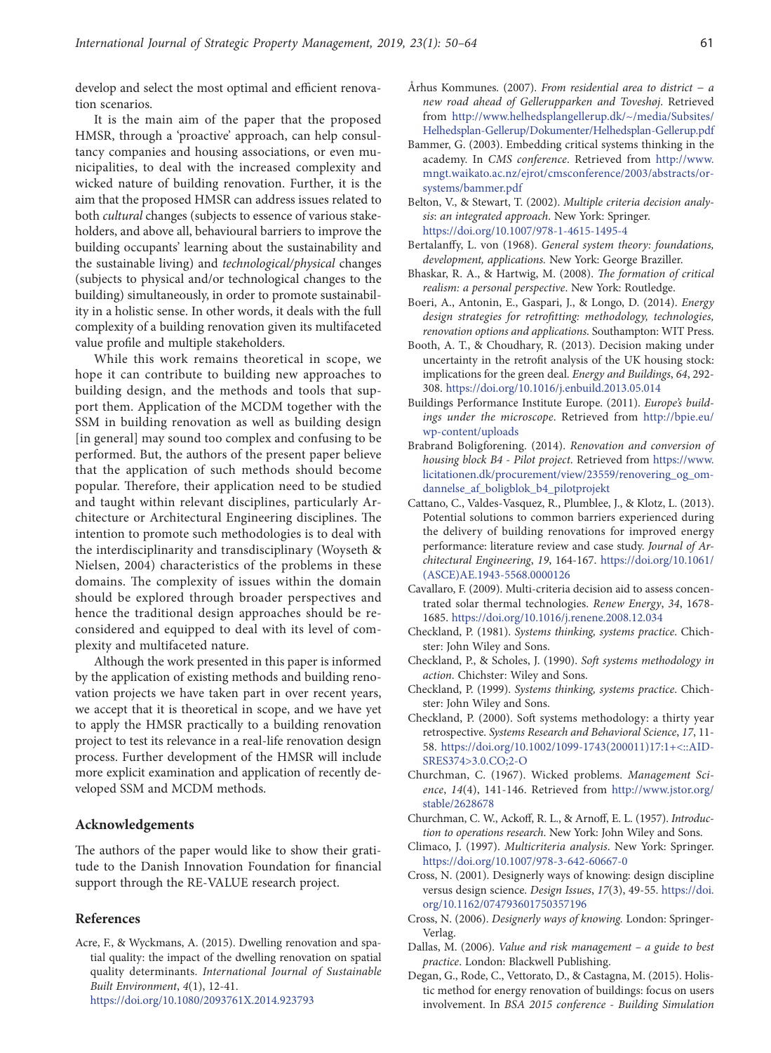develop and select the most optimal and efficient renovation scenarios.

It is the main aim of the paper that the proposed HMSR, through a 'proactive' approach, can help consultancy companies and housing associations, or even municipalities, to deal with the increased complexity and wicked nature of building renovation. Further, it is the aim that the proposed HMSR can address issues related to both *cultural* changes (subjects to essence of various stakeholders, and above all, behavioural barriers to improve the building occupants' learning about the sustainability and the sustainable living) and *technological/physical* changes (subjects to physical and/or technological changes to the building) simultaneously, in order to promote sustainability in a holistic sense. In other words, it deals with the full complexity of a building renovation given its multifaceted value profile and multiple stakeholders.

While this work remains theoretical in scope, we hope it can contribute to building new approaches to building design, and the methods and tools that support them. Application of the MCDM together with the SSM in building renovation as well as building design [in general] may sound too complex and confusing to be performed. But, the authors of the present paper believe that the application of such methods should become popular. Therefore, their application need to be studied and taught within relevant disciplines, particularly Architecture or Architectural Engineering disciplines. The intention to promote such methodologies is to deal with the interdisciplinarity and transdisciplinary (Woyseth & Nielsen, 2004) characteristics of the problems in these domains. The complexity of issues within the domain should be explored through broader perspectives and hence the traditional design approaches should be reconsidered and equipped to deal with its level of complexity and multifaceted nature.

Although the work presented in this paper is informed by the application of existing methods and building renovation projects we have taken part in over recent years, we accept that it is theoretical in scope, and we have yet to apply the HMSR practically to a building renovation project to test its relevance in a real-life renovation design process. Further development of the HMSR will include more explicit examination and application of recently developed SSM and MCDM methods.

## Acknowledgements

The authors of the paper would like to show their gratitude to the Danish Innovation Foundation for financial support through the RE-VALUE research project.

## References

Acre, F., & Wyckmans, A. (2015). Dwelling renovation and spatial quality: the impact of the dwelling renovation on spatial quality determinants. *International Journal of Sustainable Built Environment*, *4*(1), 12-41. https://doi.org/10.1080/2093761X.2014.923793

Århus Kommunes. (2007). *From residential area to district – a new road ahead of Gellerupparken and Toveshøj*. Retrieved from http://www.helhedsplangellerup.dk/~/media/Subsites/Helhedsplan-Gellerup/Dokumenter/Helhedsplan-Gellerup.pdf

Bammer, G. (2003). Embedding critical systems thinking in the academy. In *CMS conference*. Retrieved from http://www.mngt.waikato.ac.nz/ejrot/cmsconference/2003/abstracts/or-systems/bammer.pdf

Belton, V., & Stewart, T. (2002). *Multiple criteria decision analysis: an integrated approach*. New York: Springer. https://doi.org/10.1007/978-1-4615-1495-4

Bertalanffy, L. von (1968). *General system theory: foundations, development, applications*. New York: George Braziller.

Bhaskar, R. A., & Hartwig, M. (2008). *The formation of critical realism: a personal perspective*. New York: Routledge.

Boeri, A., Antonin, E., Gaspari, J., & Longo, D. (2014). *Energy design strategies for retrofitting: methodology, technologies, renovation options and applications*. Southampton: WIT Press.

Booth, A. T., & Choudhary, R. (2013). Decision making under uncertainty in the retrofit analysis of the UK housing stock: implications for the green deal. *Energy and Buildings*, *64*, 292-308. https://doi.org/10.1016/j.enbuild.2013.05.014

Buildings Performance Institute Europe. (2011). *Europe's buildings under the microscope*. Retrieved from http://bpie.eu/wp-content/uploads

Brabrand Boligforening. (2014). *Renovation and conversion of housing block B4 - Pilot project*. Retrieved from https://www.licitationen.dk/procurement/view/23559/renovering_og_omdannelse_af_boligblok_b4_pilotprojekt

Cattano, C., Valdes-Vasquez, R., Plumblee, J., & Klotz, L. (2013). Potential solutions to common barriers experienced during the delivery of building renovations for improved energy performance: literature review and case study. *Journal of Architectural Engineering*, *19*, 164-167. https://doi.org/10.1061/(ASCE)AE.1943-5568.0000126

Cavallaro, F. (2009). Multi-criteria decision aid to assess concentrated solar thermal technologies. *Renew Energy*, *34*, 1678-1685. https://doi.org/10.1016/j.renene.2008.12.034

Checkland, P. (1981). *Systems thinking, systems practice*. Chichster: John Wiley and Sons.

Checkland, P., & Scholes, J. (1990). *Soft systems methodology in action*. Chichster: Wiley and Sons.

Checkland, P. (1999). *Systems thinking, systems practice*. Chichster: John Wiley and Sons.

Checkland, P. (2000). Soft systems methodology: a thirty year retrospective. *Systems Research and Behavioral Science*, *17*, 11-58. https://doi.org/10.1002/1099-1743(200011)17:1+<::AID-SRES374>3.0.CO;2-O

Churchman, C. (1967). Wicked problems. *Management Science*, *14*(4), 141-146. Retrieved from http://www.jstor.org/stable/2628678

Churchman, C. W., Ackoff, R. L., & Arnoff, E. L. (1957). *Introduction to operations research*. New York: John Wiley and Sons.

Climaco, J. (1997). *Multicriteria analysis*. New York: Springer. https://doi.org/10.1007/978-3-642-60667-0

Cross, N. (2001). Designerly ways of knowing: design discipline versus design science. *Design Issues*, *17*(3), 49-55. https://doi.org/10.1162/074793601750357196

Cross, N. (2006). *Designerly ways of knowing.* London: Springer-Verlag.

Dallas, M. (2006). *Value and risk management – a guide to best practice*. London: Blackwell Publishing.

Degan, G., Rode, C., Vettorato, D., & Castagna, M. (2015). Holistic method for energy renovation of buildings: focus on users involvement. In *BSA 2015 conference - Building Simulation*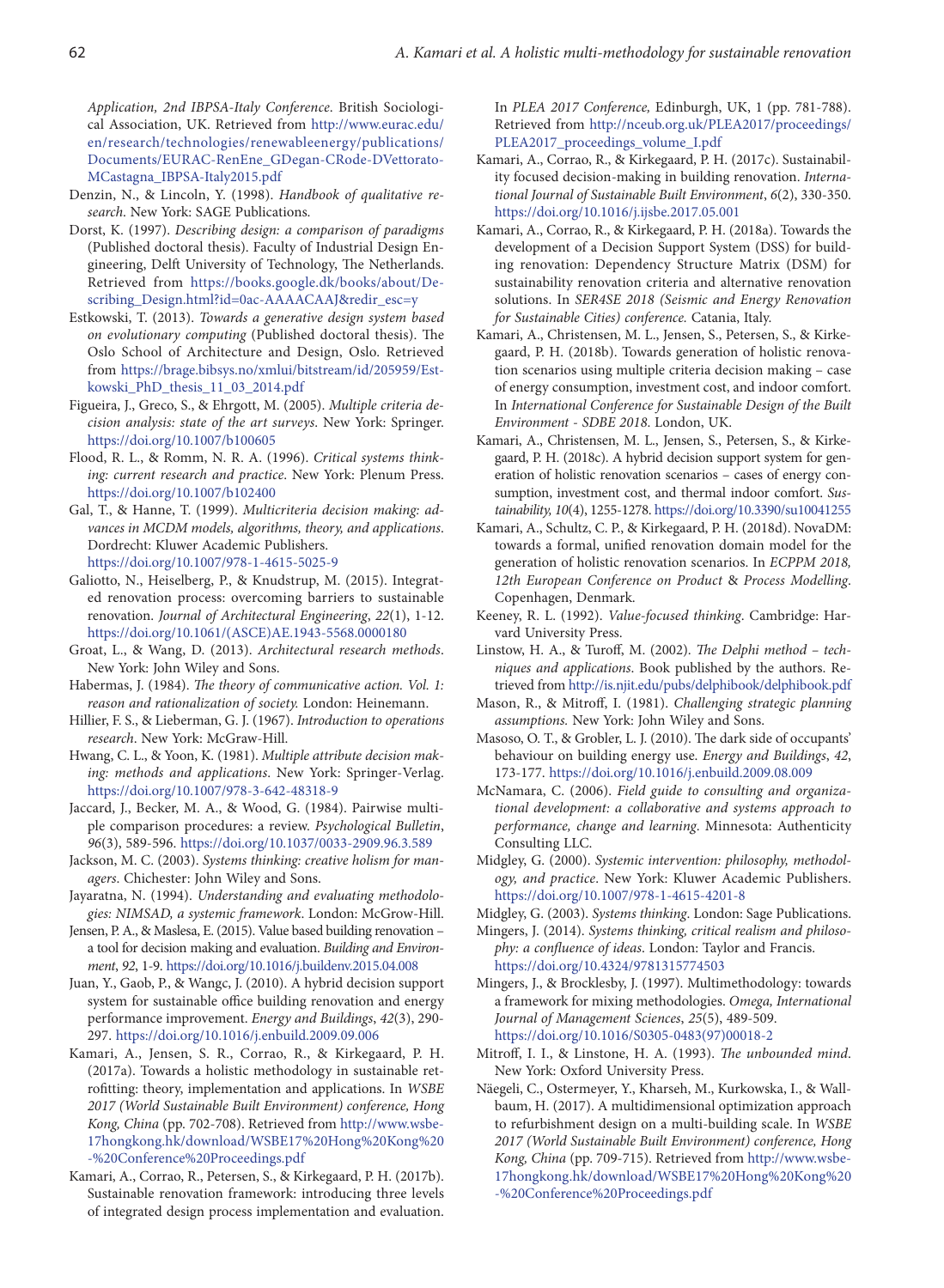*Application, 2nd IBPSA-Italy Conference*. British Sociological Association, UK. Retrieved from http://www.eurac.edu/en/research/technologies/renewableenergy/publications/Documents/EURAC-RenEne_GDegan-CRode-DVettorato-MCastagna_IBPSA-Italy2015.pdf

Denzin, N., & Lincoln, Y. (1998). *Handbook of qualitative research*. New York: SAGE Publications.

Dorst, K. (1997). *Describing design: a comparison of paradigms* (Published doctoral thesis). Faculty of Industrial Design Engineering, Delft University of Technology, The Netherlands. Retrieved from https://books.google.dk/books/about/Describing_Design.html?id=0ac-AAAACAAJ&redir_esc=y

Estkowski, T. (2013). *Towards a generative design system based on evolutionary computing* (Published doctoral thesis). The Oslo School of Architecture and Design, Oslo. Retrieved from https://brage.bibsys.no/xmlui/bitstream/id/205959/Estkowski_PhD_thesis_11_03_2014.pdf

Figueira, J., Greco, S., & Ehrgott, M. (2005). *Multiple criteria decision analysis: state of the art surveys*. New York: Springer. https://doi.org/10.1007/b100605

Flood, R. L., & Romm, N. R. A. (1996). *Critical systems thinking: current research and practice*. New York: Plenum Press. https://doi.org/10.1007/b102400

Gal, T., & Hanne, T. (1999). *Multicriteria decision making: advances in MCDM models, algorithms, theory, and applications*. Dordrecht: Kluwer Academic Publishers. https://doi.org/10.1007/978-1-4615-5025-9

Galiotto, N., Heiselberg, P., & Knudstrup, M. (2015). Integrated renovation process: overcoming barriers to sustainable renovation. *Journal of Architectural Engineering*, *22*(1), 1-12. https://doi.org/10.1061/(ASCE)AE.1943-5568.0000180

Groat, L., & Wang, D. (2013). *Architectural research methods*. New York: John Wiley and Sons.

Habermas, J. (1984). *The theory of communicative action. Vol. 1: reason and rationalization of society.* London: Heinemann.

Hillier, F. S., & Lieberman, G. J. (1967). *Introduction to operations research*. New York: McGraw-Hill.

Hwang, C. L., & Yoon, K. (1981). *Multiple attribute decision making: methods and applications*. New York: Springer-Verlag. https://doi.org/10.1007/978-3-642-48318-9

Jaccard, J., Becker, M. A., & Wood, G. (1984). Pairwise multiple comparison procedures: a review. *Psychological Bulletin*, *96*(3), 589-596. https://doi.org/10.1037/0033-2909.96.3.589

Jackson, M. C. (2003). *Systems thinking: creative holism for managers*. Chichester: John Wiley and Sons.

Jayaratna, N. (1994). *Understanding and evaluating methodologies: NIMSAD, a systemic framework*. London: McGrow-Hill.

Jensen, P. A., & Maslesa, E. (2015). Value based building renovation – a tool for decision making and evaluation. *Building and Environment*, *92*, 1-9. https://doi.org/10.1016/j.buildenv.2015.04.008

Juan, Y., Gaob, P., & Wangc, J. (2010). A hybrid decision support system for sustainable office building renovation and energy performance improvement. *Energy and Buildings*, *42*(3), 290-297. https://doi.org/10.1016/j.enbuild.2009.09.006

Kamari, A., Jensen, S. R., Corrao, R., & Kirkegaard, P. H. (2017a). Towards a holistic methodology in sustainable retrofitting: theory, implementation and applications. In *WSBE 2017 (World Sustainable Built Environment) conference, Hong Kong, China* (pp. 702-708). Retrieved from http://www.wsbe-17hongkong.hk/download/WSBE17%20Hong%20Kong%20-%20Conference%20Proceedings.pdf

Kamari, A., Corrao, R., Petersen, S., & Kirkegaard, P. H. (2017b). Sustainable renovation framework: introducing three levels of integrated design process implementation and evaluation. In *PLEA 2017 Conference,* Edinburgh, UK, 1 (pp. 781-788). Retrieved from http://nceub.org.uk/PLEA2017/proceedings/PLEA2017_proceedings_volume_I.pdf

Kamari, A., Corrao, R., & Kirkegaard, P. H. (2017c). Sustainability focused decision-making in building renovation. *International Journal of Sustainable Built Environment*, *6*(2), 330-350. https://doi.org/10.1016/j.ijsbe.2017.05.001

Kamari, A., Corrao, R., & Kirkegaard, P. H. (2018a). Towards the development of a Decision Support System (DSS) for building renovation: Dependency Structure Matrix (DSM) for sustainability renovation criteria and alternative renovation solutions. In *SER4SE 2018 (Seismic and Energy Renovation for Sustainable Cities) conference.* Catania, Italy.

Kamari, A., Christensen, M. L., Jensen, S., Petersen, S., & Kirkegaard, P. H. (2018b). Towards generation of holistic renovation scenarios using multiple criteria decision making – case of energy consumption, investment cost, and indoor comfort. In *International Conference for Sustainable Design of the Built Environment - SDBE 2018*. London, UK.

Kamari, A., Christensen, M. L., Jensen, S., Petersen, S., & Kirkegaard, P. H. (2018c). A hybrid decision support system for generation of holistic renovation scenarios – cases of energy consumption, investment cost, and thermal indoor comfort. *Sustainability, 10*(4), 1255-1278. https://doi.org/10.3390/su10041255

Kamari, A., Schultz, C. P., & Kirkegaard, P. H. (2018d). NovaDM: towards a formal, unified renovation domain model for the generation of holistic renovation scenarios. In *ECPPM 2018, 12th European Conference on Product* & *Process Modelling*. Copenhagen, Denmark.

Keeney, R. L. (1992). *Value-focused thinking*. Cambridge: Harvard University Press.

Linstow, H. A., & Turoff, M. (2002). *The Delphi method – techniques and applications*. Book published by the authors. Retrieved from http://is.njit.edu/pubs/delphibook/delphibook.pdf

Mason, R., & Mitroff, I. (1981). *Challenging strategic planning assumptions.* New York: John Wiley and Sons.

Masoso, O. T., & Grobler, L. J. (2010). The dark side of occupants' behaviour on building energy use. *Energy and Buildings*, *42*, 173-177. https://doi.org/10.1016/j.enbuild.2009.08.009

McNamara, C. (2006). *Field guide to consulting and organizational development: a collaborative and systems approach to performance, change and learning*. Minnesota: Authenticity Consulting LLC.

Midgley, G. (2000). *Systemic intervention: philosophy, methodology, and practice*. New York: Kluwer Academic Publishers. https://doi.org/10.1007/978-1-4615-4201-8

Midgley, G. (2003). *Systems thinking*. London: Sage Publications.

Mingers, J. (2014). *Systems thinking, critical realism and philosophy: a confluence of ideas*. London: Taylor and Francis. https://doi.org/10.4324/9781315774503

Mingers, J., & Brocklesby, J. (1997). Multimethodology: towards a framework for mixing methodologies. *Omega, International Journal of Management Sciences*, *25*(5), 489-509. https://doi.org/10.1016/S0305-0483(97)00018-2

Mitroff, I. I., & Linstone, H. A. (1993). *The unbounded mind*. New York: Oxford University Press.

Näegeli, C., Ostermeyer, Y., Kharseh, M., Kurkowska, I., & Wallbaum, H. (2017). A multidimensional optimization approach to refurbishment design on a multi-building scale. In *WSBE 2017 (World Sustainable Built Environment) conference, Hong Kong, China* (pp. 709-715). Retrieved from http://www.wsbe-17hongkong.hk/download/WSBE17%20Hong%20Kong%20-%20Conference%20Proceedings.pdf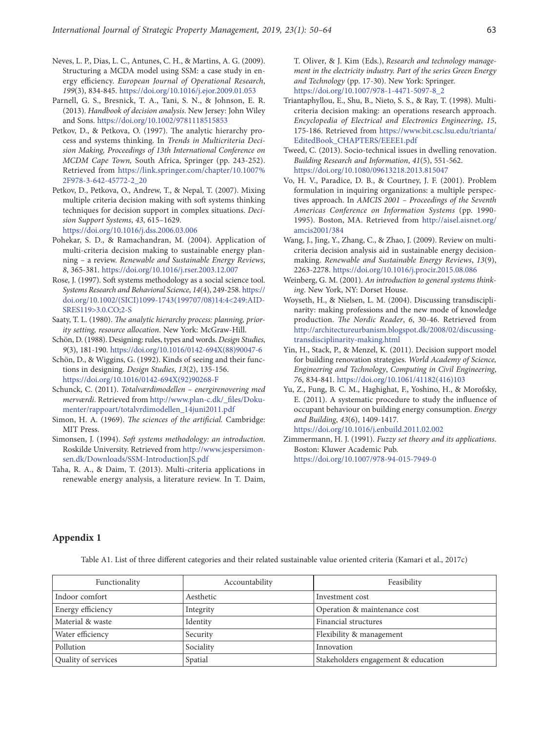Neves, L. P., Dias, L. C., Antunes, C. H., & Martins, A. G. (2009). Structuring a MCDA model using SSM: a case study in energy efficiency. *European Journal of Operational Research*, *199*(3), 834-845. https://doi.org/10.1016/j.ejor.2009.01.053

Parnell, G. S., Bresnick, T. A., Tani, S. N., & Johnson, E. R. (2013). *Handbook of decision analysis*. New Jersey: John Wiley and Sons. https://doi.org/10.1002/9781118515853

Petkov, D., & Petkova, O. (1997). The analytic hierarchy process and systems thinking. In *Trends in Multicriteria Decision Making, Proceedings of 13th International Conference on MCDM Cape Town,* South Africa, Springer (pp. 243-252). Retrieved from https://link.springer.com/chapter/10.1007%2F978-3-642-45772-2_20

Petkov, D., Petkova, O., Andrew, T., & Nepal, T. (2007). Mixing multiple criteria decision making with soft systems thinking techniques for decision support in complex situations. *Decision Support Systems*, *43*, 615–1629. https://doi.org/10.1016/j.dss.2006.03.006

Pohekar, S. D., & Ramachandran, M. (2004). Application of multi-criteria decision making to sustainable energy planning – a review. *Renewable and Sustainable Energy Reviews*, *8*, 365-381. https://doi.org/10.1016/j.rser.2003.12.007

Rose, J. (1997). Soft systems methodology as a social science tool. *Systems Research and Behavioral Science*, *14*(4), 249-258. https://doi.org/10.1002/(SICI)1099-1743(199707/08)14:4<249:AID-SRES119>3.0.CO;2-S

Saaty, T. L. (1980). *The analytic hierarchy process: planning, priority setting, resource allocation*. New York: McGraw-Hill.

Schön, D. (1988). Designing: rules, types and words. *Design Studies*, *9*(3), 181-190. https://doi.org/10.1016/0142-694X(88)90047-6

Schön, D., & Wiggins, G. (1992). Kinds of seeing and their functions in designing. *Design Studies*, *13*(2), 135-156. https://doi.org/10.1016/0142-694X(92)90268-F

Schunck, C. (2011). *Totalværdimodellen – energirenovering med merværdi*. Retrieved from http://www.plan-c.dk/_files/Dokumenter/rappoart/totalvrdimodellen_14juni2011.pdf

Simon, H. A. (1969). *The sciences of the artificial.* Cambridge: MIT Press.

Simonsen, J. (1994). *Soft systems methodology: an introduction*. Roskilde University. Retrieved from http://www.jespersimonsen.dk/Downloads/SSM-IntroductionJS.pdf

Taha, R. A., & Daim, T. (2013). Multi-criteria applications in renewable energy analysis, a literature review. In T. Daim, T. Oliver, & J. Kim (Eds.), *Research and technology management in the electricity industry. Part of the series Green Energy and Technology* (pp. 17-30). New York: Springer. https://doi.org/10.1007/978-1-4471-5097-8_2

Triantaphyllou, E., Shu, B., Nieto, S. S., & Ray, T. (1998). Multi-criteria decision making: an operations research approach. *Encyclopedia of Electrical and Electronics Engineering*, *15*, 175-186. Retrieved from https://www.bit.csc.lsu.edu/trianta/EditedBook_CHAPTERS/EEEE1.pdf

Tweed, C. (2013). Socio-technical issues in dwelling renovation. *Building Research and Information*, *41*(5), 551-562. https://doi.org/10.1080/09613218.2013.815047

Vo, H. V., Paradice, D. B., & Courtney, J. F. (2001). Problem formulation in inquiring organizations: a multiple perspectives approach. In *AMCIS 2001 – Proceedings of the Seventh Americas Conference on Information Systems* (pp. 1990-1995). Boston, MA. Retrieved from http://aisel.aisnet.org/amcis2001/384

Wang, J., Jing, Y., Zhang, C., & Zhao, J. (2009). Review on multi-criteria decision analysis aid in sustainable energy decision-making. *Renewable and Sustainable Energy Reviews*, *13*(9), 2263-2278. https://doi.org/10.1016/j.procir.2015.08.086

Weinberg, G. M. (2001). *An introduction to general systems thinking*. New York, NY: Dorset House.

Woyseth, H., & Nielsen, L. M. (2004). Discussing transdisciplinarity: making professions and the new mode of knowledge production. *The Nordic Reader*, *6*, 30-46. Retrieved from http://architectureurbanism.blogspot.dk/2008/02/discussing-transdisciplinarity-making.html

Yin, H., Stack, P., & Menzel, K. (2011). Decision support model for building renovation strategies. *World Academy of Science, Engineering and Technology*, *Computing in Civil Engineering*, *76*, 834-841. https://doi.org/10.1061/41182(416)103

Yu, Z., Fung, B. C. M., Haghighat, F., Yoshino, H., & Morofsky, E. (2011). A systematic procedure to study the influence of occupant behaviour on building energy consumption. *Energy and Building*, *43*(6), 1409-1417. https://doi.org/10.1016/j.enbuild.2011.02.002

Zimmermann, H. J. (1991). *Fuzzy set theory and its applications*. Boston: Kluwer Academic Pub. https://doi.org/10.1007/978-94-015-7949-0

## Appendix 1

Table A1. List of three different categories and their related sustainable value oriented criteria (Kamari et al., 2017c)

| Functionality | Accountability | Feasibility |
|---|---|---|
| Indoor comfort | Aesthetic | Investment cost |
| Energy efficiency | Integrity | Operation & maintenance cost |
| Material & waste | Identity | Financial structures |
| Water efficiency | Security | Flexibility & management |
| Pollution | Sociality | Innovation |
| Quality of services | Spatial | Stakeholders engagement & education |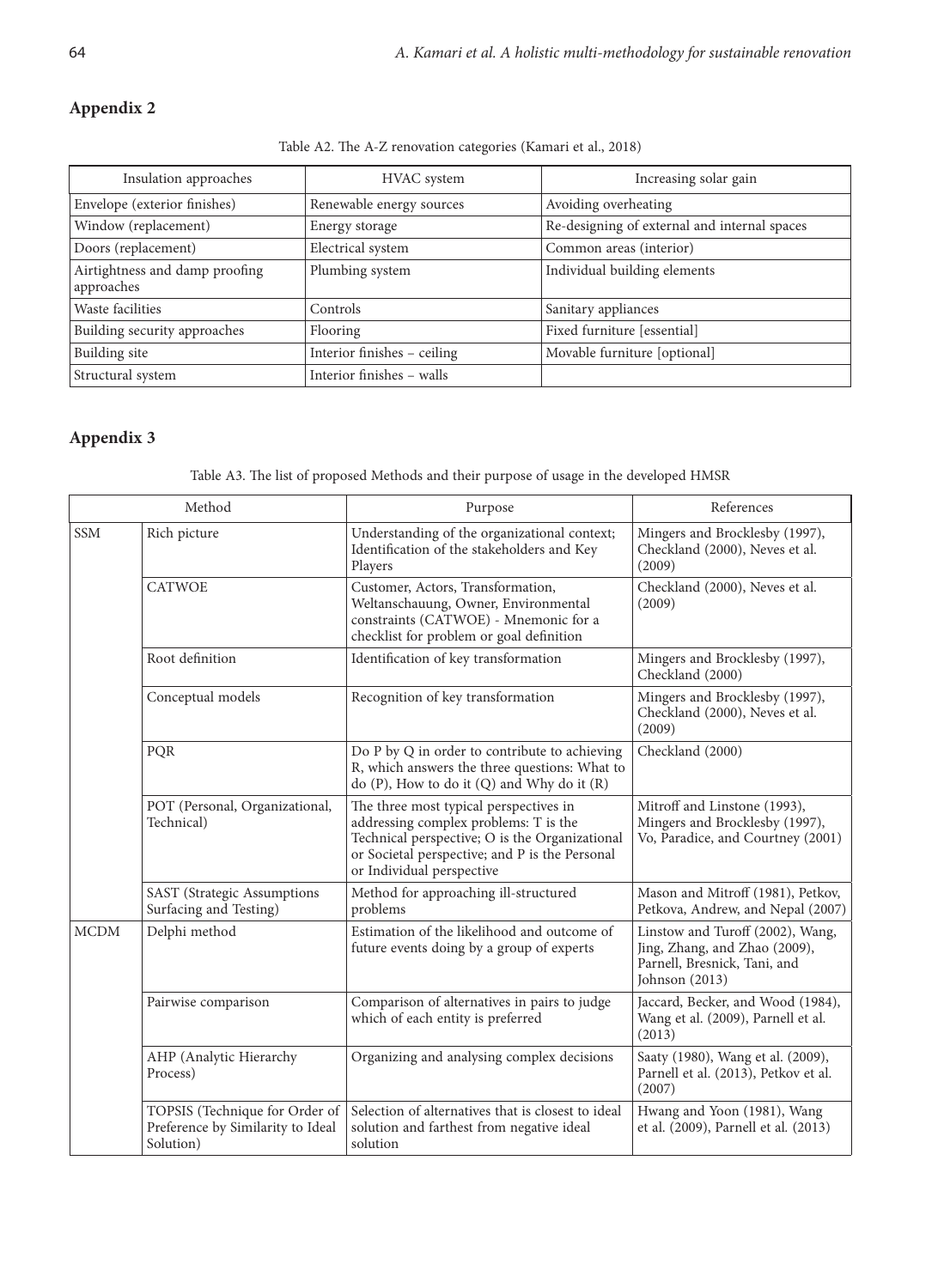## Appendix 2

Table A2. The A-Z renovation categories (Kamari et al., 2018)

| Insulation approaches | HVAC system | Increasing solar gain |
|---|---|---|
| Envelope (exterior finishes) | Renewable energy sources | Avoiding overheating |
| Window (replacement) | Energy storage | Re-designing of external and internal spaces |
| Doors (replacement) | Electrical system | Common areas (interior) |
| Airtightness and damp proofing approaches | Plumbing system | Individual building elements |
| Waste facilities | Controls | Sanitary appliances |
| Building security approaches | Flooring | Fixed furniture [essential] |
| Building site | Interior finishes – ceiling | Movable furniture [optional] |
| Structural system | Interior finishes – walls | |

## Appendix 3

Table A3. The list of proposed Methods and their purpose of usage in the developed HMSR

| Method | | Purpose | References |
|---|---|---|---|
| SSM | Rich picture | Understanding of the organizational context; Identification of the stakeholders and Key Players | Mingers and Brocklesby (1997), Checkland (2000), Neves et al. (2009) |
| | CATWOE | Customer, Actors, Transformation, Weltanschauung, Owner, Environmental constraints (CATWOE) - Mnemonic for a checklist for problem or goal definition | Checkland (2000), Neves et al. (2009) |
| | Root definition | Identification of key transformation | Mingers and Brocklesby (1997), Checkland (2000) |
| | Conceptual models | Recognition of key transformation | Mingers and Brocklesby (1997), Checkland (2000), Neves et al. (2009) |
| | PQR | Do P by Q in order to contribute to achieving R, which answers the three questions: What to do (P), How to do it (Q) and Why do it (R) | Checkland (2000) |
| | POT (Personal, Organizational, Technical) | The three most typical perspectives in addressing complex problems: T is the Technical perspective; O is the Organizational or Societal perspective; and P is the Personal or Individual perspective | Mitroff and Linstone (1993), Mingers and Brocklesby (1997), Vo, Paradice, and Courtney (2001) |
| | SAST (Strategic Assumptions Surfacing and Testing) | Method for approaching ill-structured problems | Mason and Mitroff (1981), Petkov, Petkova, Andrew, and Nepal (2007) |
| MCDM | Delphi method | Estimation of the likelihood and outcome of future events doing by a group of experts | Linstow and Turoff (2002), Wang, Jing, Zhang, and Zhao (2009), Parnell, Bresnick, Tani, and Johnson (2013) |
| | Pairwise comparison | Comparison of alternatives in pairs to judge which of each entity is preferred | Jaccard, Becker, and Wood (1984), Wang et al. (2009), Parnell et al. (2013) |
| | AHP (Analytic Hierarchy Process) | Organizing and analysing complex decisions | Saaty (1980), Wang et al. (2009), Parnell et al. (2013), Petkov et al. (2007) |
| | TOPSIS (Technique for Order of Preference by Similarity to Ideal Solution) | Selection of alternatives that is closest to ideal solution and farthest from negative ideal solution | Hwang and Yoon (1981), Wang et al. (2009), Parnell et al. (2013) |